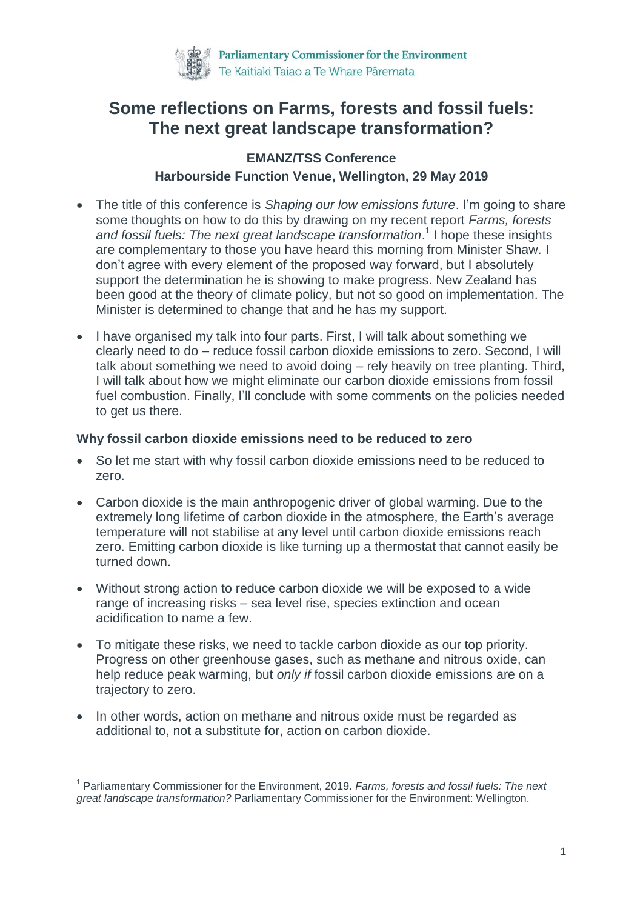Parliamentary Commissioner for the Environment
Te Kaitiaki Taiao a Te Whare Pāremata

# Some reflections on Farms, forests and fossil fuels: The next great landscape transformation?

**EMANZ/TSS Conference**
**Harbourside Function Venue, Wellington, 29 May 2019**

- The title of this conference is *Shaping our low emissions future*. I'm going to share some thoughts on how to do this by drawing on my recent report *Farms, forests and fossil fuels: The next great landscape transformation*.[1] I hope these insights are complementary to those you have heard this morning from Minister Shaw. I don't agree with every element of the proposed way forward, but I absolutely support the determination he is showing to make progress. New Zealand has been good at the theory of climate policy, but not so good on implementation. The Minister is determined to change that and he has my support.
- I have organised my talk into four parts. First, I will talk about something we clearly need to do – reduce fossil carbon dioxide emissions to zero. Second, I will talk about something we need to avoid doing – rely heavily on tree planting. Third, I will talk about how we might eliminate our carbon dioxide emissions from fossil fuel combustion. Finally, I'll conclude with some comments on the policies needed to get us there.

### Why fossil carbon dioxide emissions need to be reduced to zero

- So let me start with why fossil carbon dioxide emissions need to be reduced to zero.
- Carbon dioxide is the main anthropogenic driver of global warming. Due to the extremely long lifetime of carbon dioxide in the atmosphere, the Earth's average temperature will not stabilise at any level until carbon dioxide emissions reach zero. Emitting carbon dioxide is like turning up a thermostat that cannot easily be turned down.
- Without strong action to reduce carbon dioxide we will be exposed to a wide range of increasing risks – sea level rise, species extinction and ocean acidification to name a few.
- To mitigate these risks, we need to tackle carbon dioxide as our top priority. Progress on other greenhouse gases, such as methane and nitrous oxide, can help reduce peak warming, but *only if* fossil carbon dioxide emissions are on a trajectory to zero.
- In other words, action on methane and nitrous oxide must be regarded as additional to, not a substitute for, action on carbon dioxide.

[1] Parliamentary Commissioner for the Environment, 2019. *Farms, forests and fossil fuels: The next great landscape transformation?* Parliamentary Commissioner for the Environment: Wellington.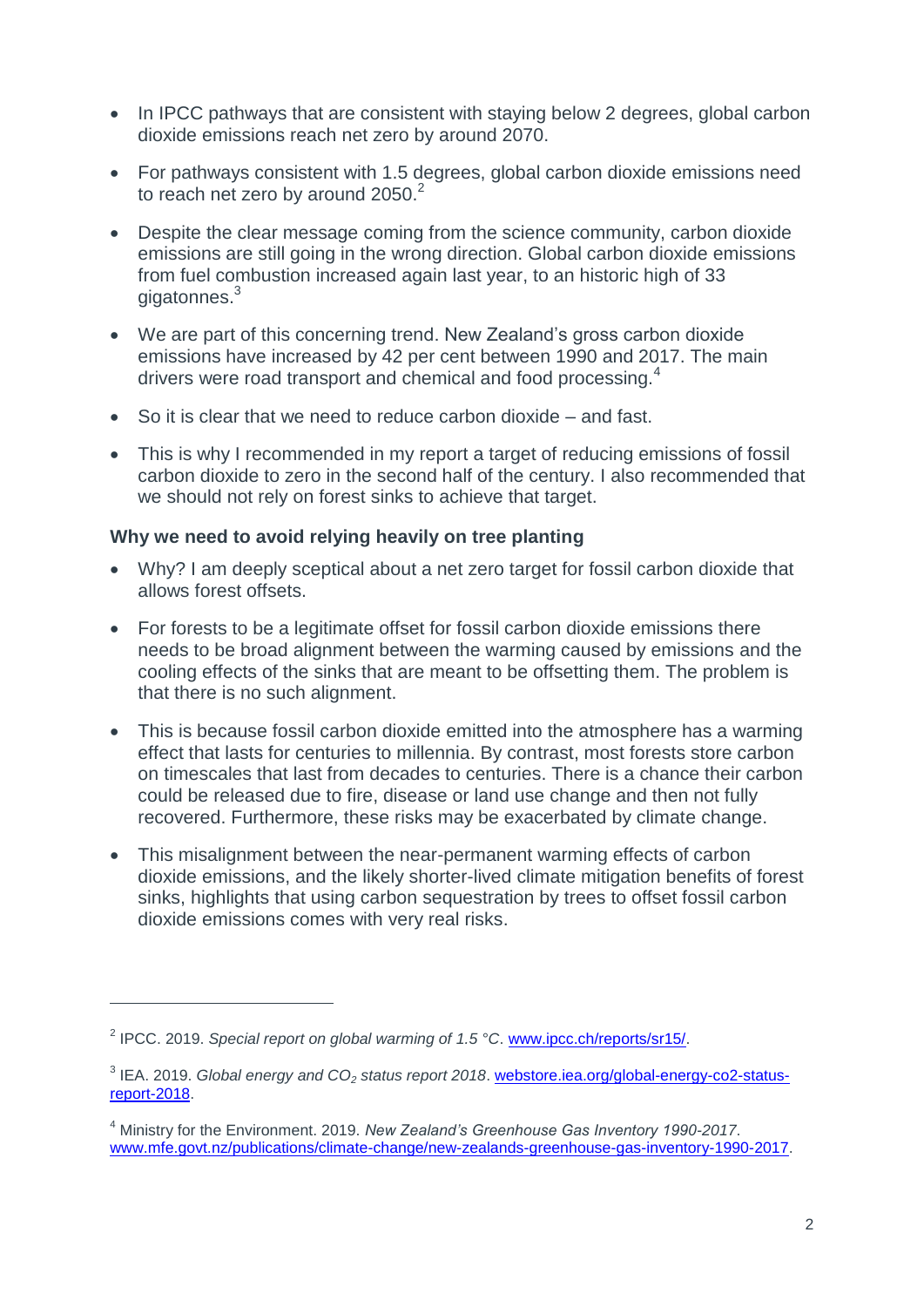- In IPCC pathways that are consistent with staying below 2 degrees, global carbon dioxide emissions reach net zero by around 2070.
- For pathways consistent with 1.5 degrees, global carbon dioxide emissions need to reach net zero by around 2050.[2]
- Despite the clear message coming from the science community, carbon dioxide emissions are still going in the wrong direction. Global carbon dioxide emissions from fuel combustion increased again last year, to an historic high of 33 gigatonnes.[3]
- We are part of this concerning trend. New Zealand's gross carbon dioxide emissions have increased by 42 per cent between 1990 and 2017. The main drivers were road transport and chemical and food processing.[4]
- So it is clear that we need to reduce carbon dioxide – and fast.
- This is why I recommended in my report a target of reducing emissions of fossil carbon dioxide to zero in the second half of the century. I also recommended that we should not rely on forest sinks to achieve that target.

**Why we need to avoid relying heavily on tree planting**

- Why? I am deeply sceptical about a net zero target for fossil carbon dioxide that allows forest offsets.
- For forests to be a legitimate offset for fossil carbon dioxide emissions there needs to be broad alignment between the warming caused by emissions and the cooling effects of the sinks that are meant to be offsetting them. The problem is that there is no such alignment.
- This is because fossil carbon dioxide emitted into the atmosphere has a warming effect that lasts for centuries to millennia. By contrast, most forests store carbon on timescales that last from decades to centuries. There is a chance their carbon could be released due to fire, disease or land use change and then not fully recovered. Furthermore, these risks may be exacerbated by climate change.
- This misalignment between the near-permanent warming effects of carbon dioxide emissions, and the likely shorter-lived climate mitigation benefits of forest sinks, highlights that using carbon sequestration by trees to offset fossil carbon dioxide emissions comes with very real risks.

---

[2] IPCC. 2019. *Special report on global warming of 1.5 °C*. www.ipcc.ch/reports/sr15/.

[3] IEA. 2019. *Global energy and $CO_2$ status report 2018*. webstore.iea.org/global-energy-co2-status-report-2018.

[4] Ministry for the Environment. 2019. *New Zealand's Greenhouse Gas Inventory 1990-2017*. www.mfe.govt.nz/publications/climate-change/new-zealands-greenhouse-gas-inventory-1990-2017.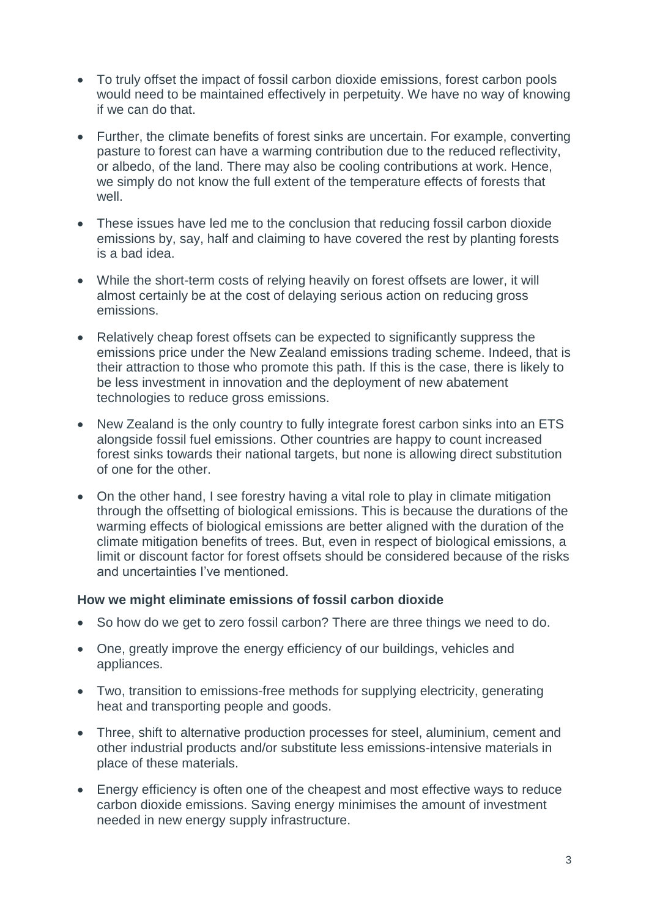- To truly offset the impact of fossil carbon dioxide emissions, forest carbon pools would need to be maintained effectively in perpetuity. We have no way of knowing if we can do that.

- Further, the climate benefits of forest sinks are uncertain. For example, converting pasture to forest can have a warming contribution due to the reduced reflectivity, or albedo, of the land. There may also be cooling contributions at work. Hence, we simply do not know the full extent of the temperature effects of forests that well.

- These issues have led me to the conclusion that reducing fossil carbon dioxide emissions by, say, half and claiming to have covered the rest by planting forests is a bad idea.

- While the short-term costs of relying heavily on forest offsets are lower, it will almost certainly be at the cost of delaying serious action on reducing gross emissions.

- Relatively cheap forest offsets can be expected to significantly suppress the emissions price under the New Zealand emissions trading scheme. Indeed, that is their attraction to those who promote this path. If this is the case, there is likely to be less investment in innovation and the deployment of new abatement technologies to reduce gross emissions.

- New Zealand is the only country to fully integrate forest carbon sinks into an ETS alongside fossil fuel emissions. Other countries are happy to count increased forest sinks towards their national targets, but none is allowing direct substitution of one for the other.

- On the other hand, I see forestry having a vital role to play in climate mitigation through the offsetting of biological emissions. This is because the durations of the warming effects of biological emissions are better aligned with the duration of the climate mitigation benefits of trees. But, even in respect of biological emissions, a limit or discount factor for forest offsets should be considered because of the risks and uncertainties I've mentioned.

**How we might eliminate emissions of fossil carbon dioxide**

- So how do we get to zero fossil carbon? There are three things we need to do.

- One, greatly improve the energy efficiency of our buildings, vehicles and appliances.

- Two, transition to emissions-free methods for supplying electricity, generating heat and transporting people and goods.

- Three, shift to alternative production processes for steel, aluminium, cement and other industrial products and/or substitute less emissions-intensive materials in place of these materials.

- Energy efficiency is often one of the cheapest and most effective ways to reduce carbon dioxide emissions. Saving energy minimises the amount of investment needed in new energy supply infrastructure.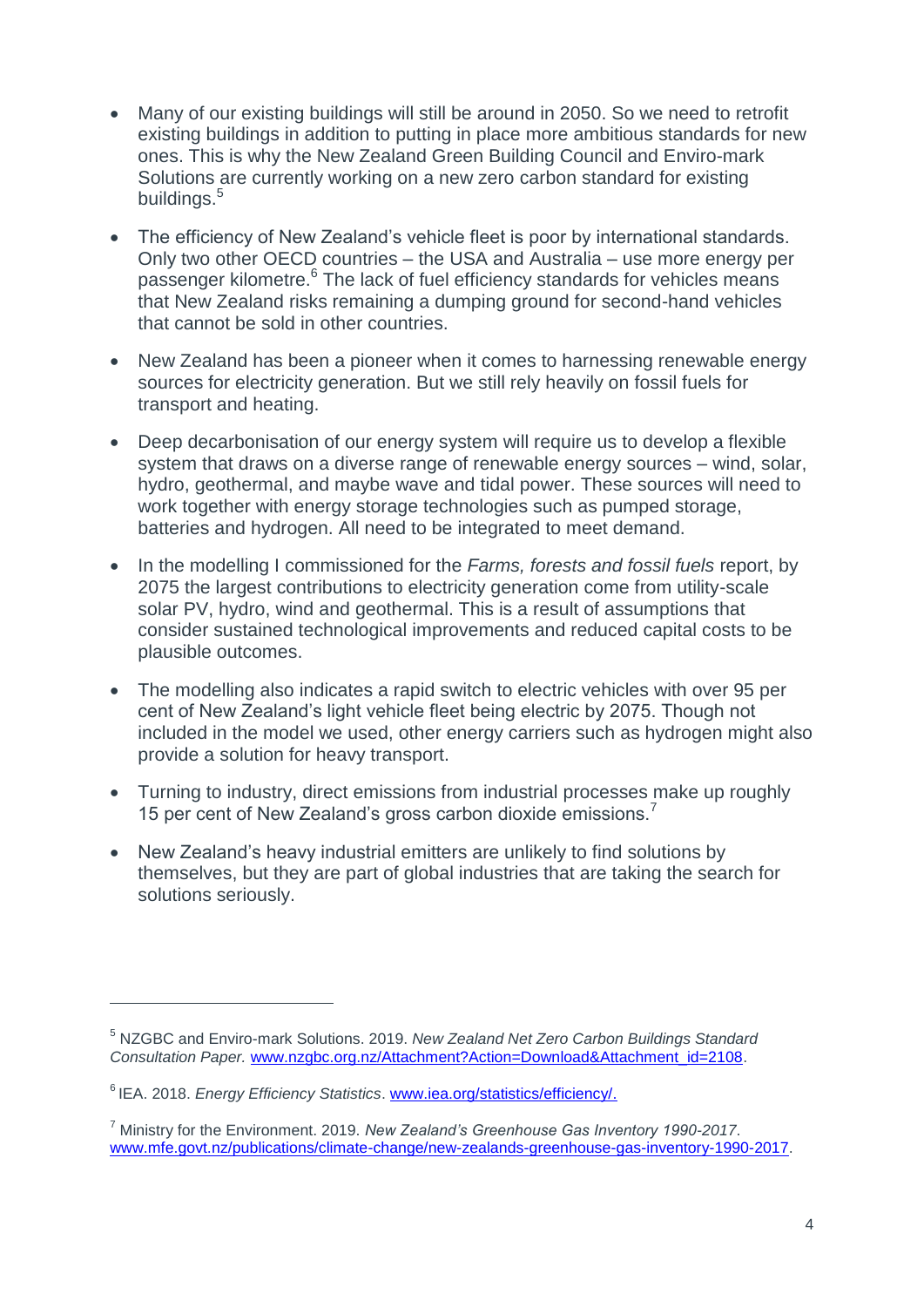- Many of our existing buildings will still be around in 2050. So we need to retrofit existing buildings in addition to putting in place more ambitious standards for new ones. This is why the New Zealand Green Building Council and Enviro-mark Solutions are currently working on a new zero carbon standard for existing buildings.[5]

- The efficiency of New Zealand's vehicle fleet is poor by international standards. Only two other OECD countries – the USA and Australia – use more energy per passenger kilometre.[6] The lack of fuel efficiency standards for vehicles means that New Zealand risks remaining a dumping ground for second-hand vehicles that cannot be sold in other countries.

- New Zealand has been a pioneer when it comes to harnessing renewable energy sources for electricity generation. But we still rely heavily on fossil fuels for transport and heating.

- Deep decarbonisation of our energy system will require us to develop a flexible system that draws on a diverse range of renewable energy sources – wind, solar, hydro, geothermal, and maybe wave and tidal power. These sources will need to work together with energy storage technologies such as pumped storage, batteries and hydrogen. All need to be integrated to meet demand.

- In the modelling I commissioned for the *Farms, forests and fossil fuels* report, by 2075 the largest contributions to electricity generation come from utility-scale solar PV, hydro, wind and geothermal. This is a result of assumptions that consider sustained technological improvements and reduced capital costs to be plausible outcomes.

- The modelling also indicates a rapid switch to electric vehicles with over 95 per cent of New Zealand's light vehicle fleet being electric by 2075. Though not included in the model we used, other energy carriers such as hydrogen might also provide a solution for heavy transport.

- Turning to industry, direct emissions from industrial processes make up roughly 15 per cent of New Zealand's gross carbon dioxide emissions.[7]

- New Zealand's heavy industrial emitters are unlikely to find solutions by themselves, but they are part of global industries that are taking the search for solutions seriously.

---

[5] NZGBC and Enviro-mark Solutions. 2019. *New Zealand Net Zero Carbon Buildings Standard Consultation Paper.* www.nzgbc.org.nz/Attachment?Action=Download&Attachment_id=2108.

[6] IEA. 2018. *Energy Efficiency Statistics*. www.iea.org/statistics/efficiency/.

[7] Ministry for the Environment. 2019. *New Zealand's Greenhouse Gas Inventory 1990-2017*. www.mfe.govt.nz/publications/climate-change/new-zealands-greenhouse-gas-inventory-1990-2017.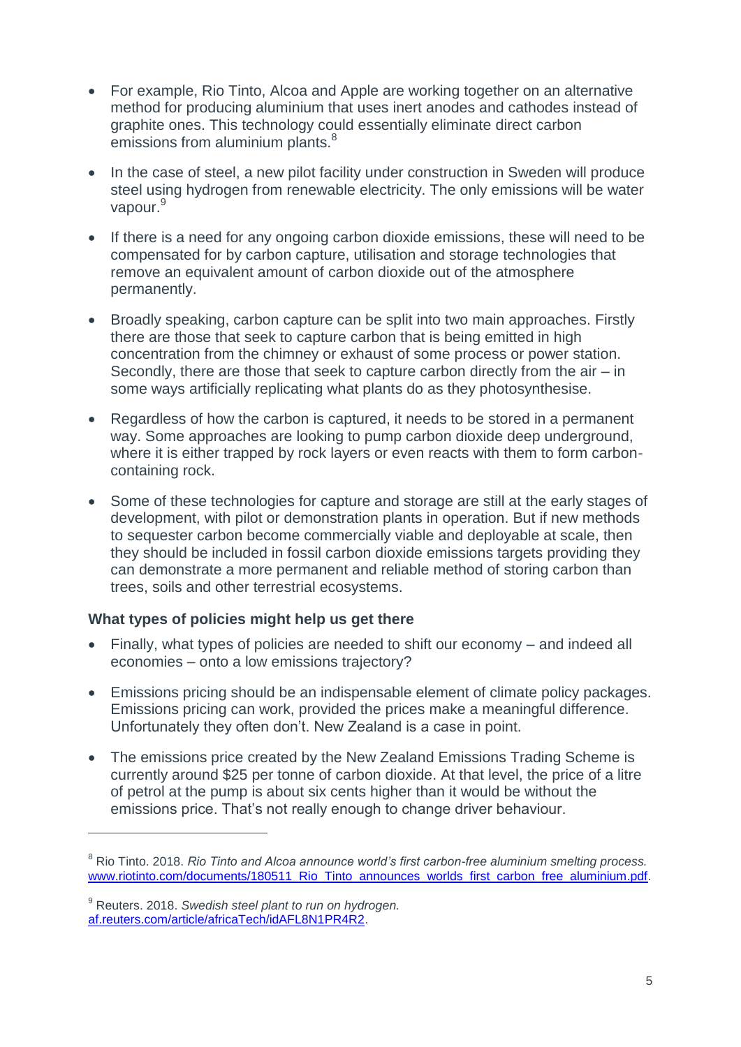- For example, Rio Tinto, Alcoa and Apple are working together on an alternative method for producing aluminium that uses inert anodes and cathodes instead of graphite ones. This technology could essentially eliminate direct carbon emissions from aluminium plants.[8]

- In the case of steel, a new pilot facility under construction in Sweden will produce steel using hydrogen from renewable electricity. The only emissions will be water vapour.[9]

- If there is a need for any ongoing carbon dioxide emissions, these will need to be compensated for by carbon capture, utilisation and storage technologies that remove an equivalent amount of carbon dioxide out of the atmosphere permanently.

- Broadly speaking, carbon capture can be split into two main approaches. Firstly there are those that seek to capture carbon that is being emitted in high concentration from the chimney or exhaust of some process or power station. Secondly, there are those that seek to capture carbon directly from the air – in some ways artificially replicating what plants do as they photosynthesise.

- Regardless of how the carbon is captured, it needs to be stored in a permanent way. Some approaches are looking to pump carbon dioxide deep underground, where it is either trapped by rock layers or even reacts with them to form carbon-containing rock.

- Some of these technologies for capture and storage are still at the early stages of development, with pilot or demonstration plants in operation. But if new methods to sequester carbon become commercially viable and deployable at scale, then they should be included in fossil carbon dioxide emissions targets providing they can demonstrate a more permanent and reliable method of storing carbon than trees, soils and other terrestrial ecosystems.

**What types of policies might help us get there**

- Finally, what types of policies are needed to shift our economy – and indeed all economies – onto a low emissions trajectory?

- Emissions pricing should be an indispensable element of climate policy packages. Emissions pricing can work, provided the prices make a meaningful difference. Unfortunately they often don't. New Zealand is a case in point.

- The emissions price created by the New Zealand Emissions Trading Scheme is currently around $25 per tonne of carbon dioxide. At that level, the price of a litre of petrol at the pump is about six cents higher than it would be without the emissions price. That's not really enough to change driver behaviour.

---

[8] Rio Tinto. 2018. *Rio Tinto and Alcoa announce world's first carbon-free aluminium smelting process.* www.riotinto.com/documents/180511_Rio_Tinto_announces_worlds_first_carbon_free_aluminium.pdf.

[9] Reuters. 2018. *Swedish steel plant to run on hydrogen.* af.reuters.com/article/africaTech/idAFL8N1PR4R2.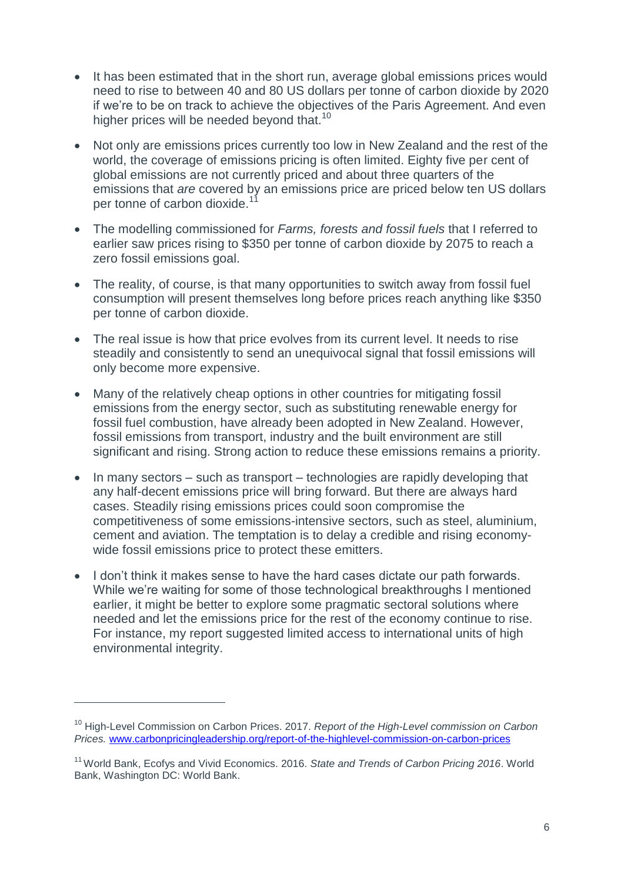- It has been estimated that in the short run, average global emissions prices would need to rise to between 40 and 80 US dollars per tonne of carbon dioxide by 2020 if we're to be on track to achieve the objectives of the Paris Agreement. And even higher prices will be needed beyond that.[10]

- Not only are emissions prices currently too low in New Zealand and the rest of the world, the coverage of emissions pricing is often limited. Eighty five per cent of global emissions are not currently priced and about three quarters of the emissions that *are* covered by an emissions price are priced below ten US dollars per tonne of carbon dioxide.[11]

- The modelling commissioned for *Farms, forests and fossil fuels* that I referred to earlier saw prices rising to $350 per tonne of carbon dioxide by 2075 to reach a zero fossil emissions goal.

- The reality, of course, is that many opportunities to switch away from fossil fuel consumption will present themselves long before prices reach anything like $350 per tonne of carbon dioxide.

- The real issue is how that price evolves from its current level. It needs to rise steadily and consistently to send an unequivocal signal that fossil emissions will only become more expensive.

- Many of the relatively cheap options in other countries for mitigating fossil emissions from the energy sector, such as substituting renewable energy for fossil fuel combustion, have already been adopted in New Zealand. However, fossil emissions from transport, industry and the built environment are still significant and rising. Strong action to reduce these emissions remains a priority.

- In many sectors – such as transport – technologies are rapidly developing that any half-decent emissions price will bring forward. But there are always hard cases. Steadily rising emissions prices could soon compromise the competitiveness of some emissions-intensive sectors, such as steel, aluminium, cement and aviation. The temptation is to delay a credible and rising economy-wide fossil emissions price to protect these emitters.

- I don't think it makes sense to have the hard cases dictate our path forwards. While we're waiting for some of those technological breakthroughs I mentioned earlier, it might be better to explore some pragmatic sectoral solutions where needed and let the emissions price for the rest of the economy continue to rise. For instance, my report suggested limited access to international units of high environmental integrity.

---

[10] High-Level Commission on Carbon Prices. 2017. *Report of the High-Level commission on Carbon Prices.* www.carbonpricingleadership.org/report-of-the-highlevel-commission-on-carbon-prices

[11] World Bank, Ecofys and Vivid Economics. 2016. *State and Trends of Carbon Pricing 2016*. World Bank, Washington DC: World Bank.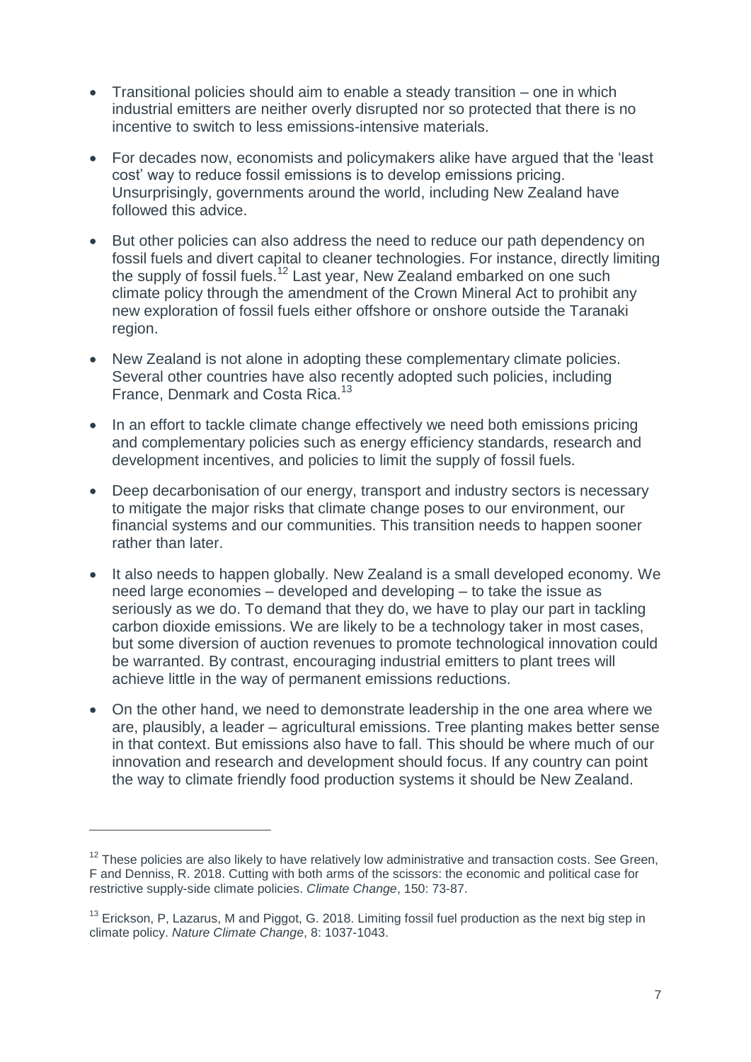- Transitional policies should aim to enable a steady transition – one in which industrial emitters are neither overly disrupted nor so protected that there is no incentive to switch to less emissions-intensive materials.

- For decades now, economists and policymakers alike have argued that the 'least cost' way to reduce fossil emissions is to develop emissions pricing. Unsurprisingly, governments around the world, including New Zealand have followed this advice.

- But other policies can also address the need to reduce our path dependency on fossil fuels and divert capital to cleaner technologies. For instance, directly limiting the supply of fossil fuels.[12] Last year, New Zealand embarked on one such climate policy through the amendment of the Crown Mineral Act to prohibit any new exploration of fossil fuels either offshore or onshore outside the Taranaki region.

- New Zealand is not alone in adopting these complementary climate policies. Several other countries have also recently adopted such policies, including France, Denmark and Costa Rica.[13]

- In an effort to tackle climate change effectively we need both emissions pricing and complementary policies such as energy efficiency standards, research and development incentives, and policies to limit the supply of fossil fuels.

- Deep decarbonisation of our energy, transport and industry sectors is necessary to mitigate the major risks that climate change poses to our environment, our financial systems and our communities. This transition needs to happen sooner rather than later.

- It also needs to happen globally. New Zealand is a small developed economy. We need large economies – developed and developing – to take the issue as seriously as we do. To demand that they do, we have to play our part in tackling carbon dioxide emissions. We are likely to be a technology taker in most cases, but some diversion of auction revenues to promote technological innovation could be warranted. By contrast, encouraging industrial emitters to plant trees will achieve little in the way of permanent emissions reductions.

- On the other hand, we need to demonstrate leadership in the one area where we are, plausibly, a leader – agricultural emissions. Tree planting makes better sense in that context. But emissions also have to fall. This should be where much of our innovation and research and development should focus. If any country can point the way to climate friendly food production systems it should be New Zealand.

---

[12] These policies are also likely to have relatively low administrative and transaction costs. See Green, F and Denniss, R. 2018. Cutting with both arms of the scissors: the economic and political case for restrictive supply-side climate policies. *Climate Change*, 150: 73-87.

[13] Erickson, P, Lazarus, M and Piggot, G. 2018. Limiting fossil fuel production as the next big step in climate policy. *Nature Climate Change*, 8: 1037-1043.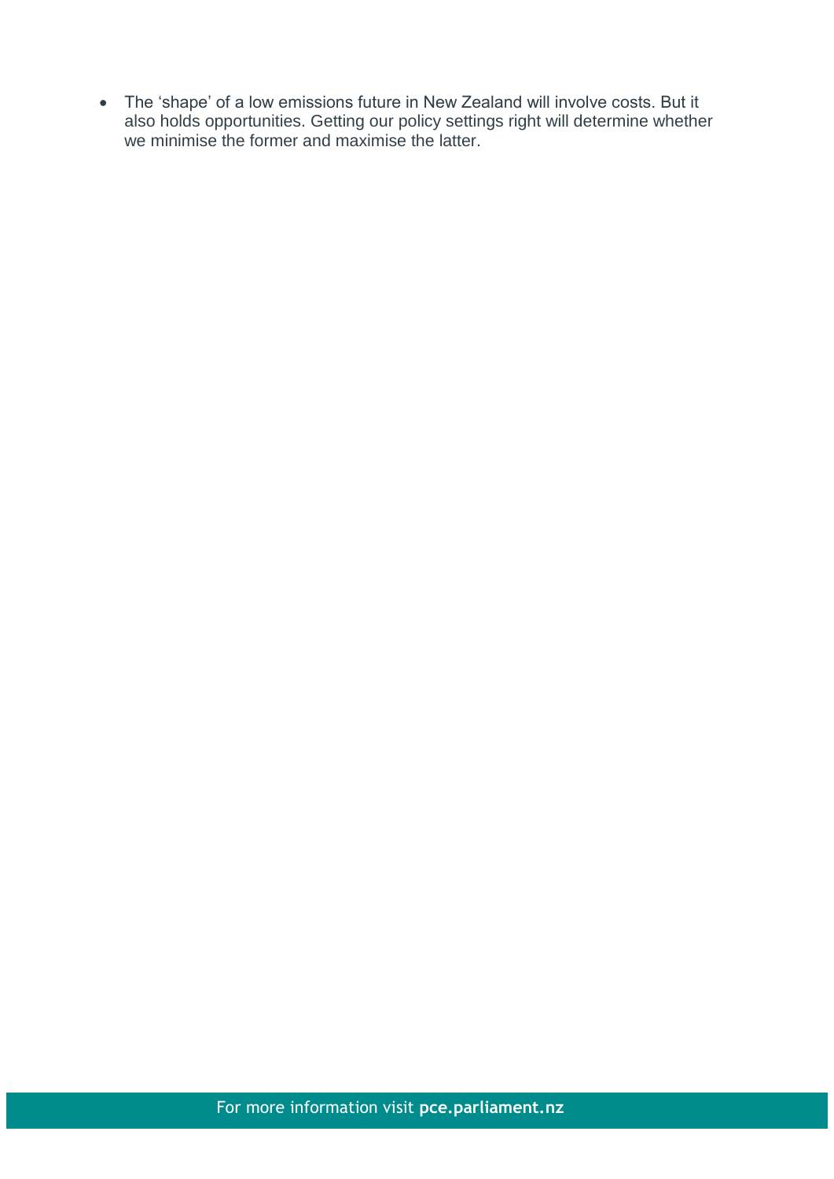- The 'shape' of a low emissions future in New Zealand will involve costs. But it also holds opportunities. Getting our policy settings right will determine whether we minimise the former and maximise the latter.

For more information visit **pce.parliament.nz**